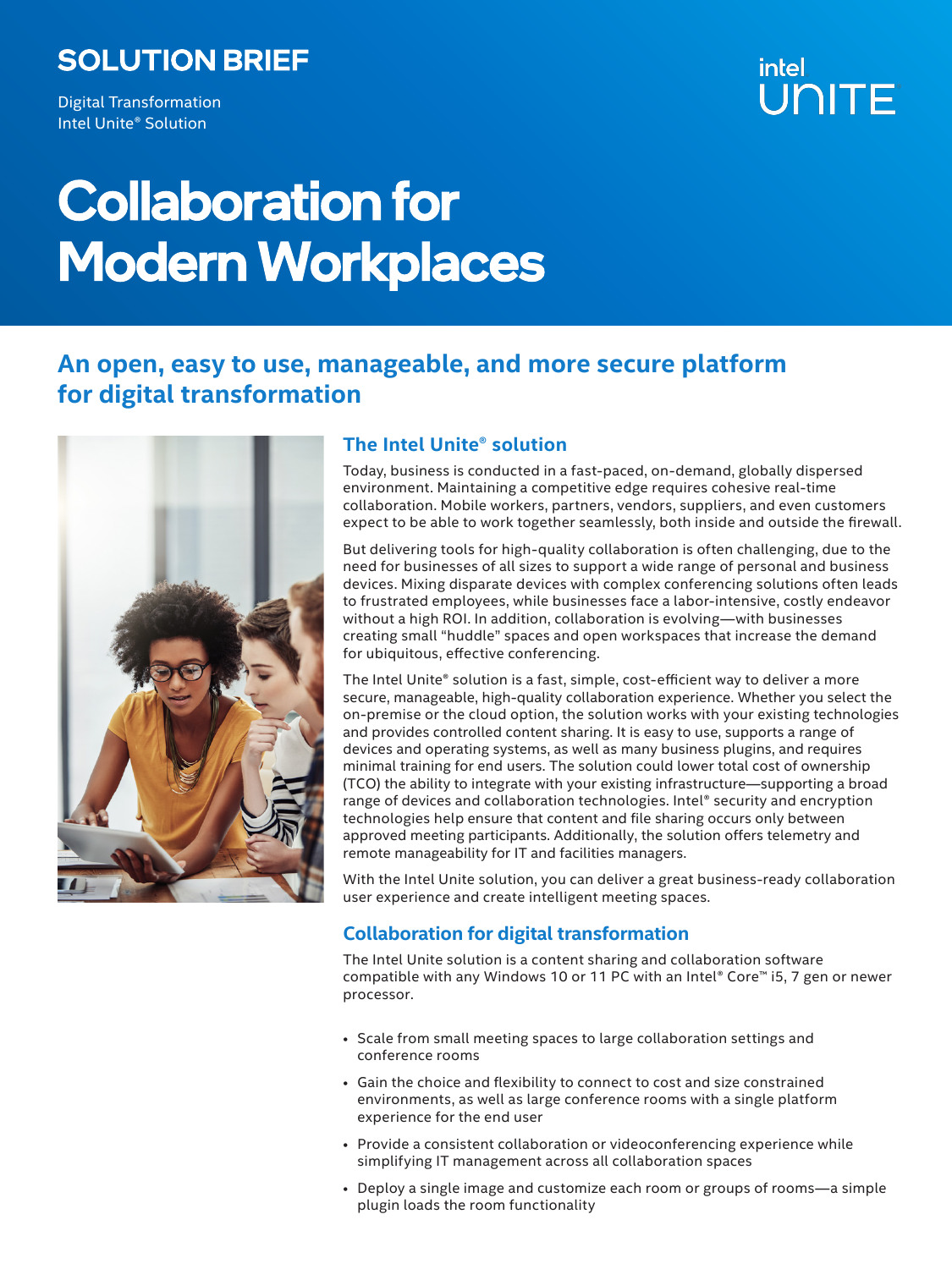**SOLUTION BRIEF**

Digital Transformation
Intel Unite® Solution

# Collaboration for Modern Workplaces

## An open, easy to use, manageable, and more secure platform for digital transformation

### The Intel Unite® solution

Today, business is conducted in a fast-paced, on-demand, globally dispersed environment. Maintaining a competitive edge requires cohesive real-time collaboration. Mobile workers, partners, vendors, suppliers, and even customers expect to be able to work together seamlessly, both inside and outside the firewall.

But delivering tools for high-quality collaboration is often challenging, due to the need for businesses of all sizes to support a wide range of personal and business devices. Mixing disparate devices with complex conferencing solutions often leads to frustrated employees, while businesses face a labor-intensive, costly endeavor without a high ROI. In addition, collaboration is evolving—with businesses creating small "huddle" spaces and open workspaces that increase the demand for ubiquitous, effective conferencing.

The Intel Unite® solution is a fast, simple, cost-efficient way to deliver a more secure, manageable, high-quality collaboration experience. Whether you select the on-premise or the cloud option, the solution works with your existing technologies and provides controlled content sharing. It is easy to use, supports a range of devices and operating systems, as well as many business plugins, and requires minimal training for end users. The solution could lower total cost of ownership (TCO) the ability to integrate with your existing infrastructure—supporting a broad range of devices and collaboration technologies. Intel® security and encryption technologies help ensure that content and file sharing occurs only between approved meeting participants. Additionally, the solution offers telemetry and remote manageability for IT and facilities managers.

With the Intel Unite solution, you can deliver a great business-ready collaboration user experience and create intelligent meeting spaces.

### Collaboration for digital transformation

The Intel Unite solution is a content sharing and collaboration software compatible with any Windows 10 or 11 PC with an Intel® Core™ i5, 7 gen or newer processor.

- Scale from small meeting spaces to large collaboration settings and conference rooms
- Gain the choice and flexibility to connect to cost and size constrained environments, as well as large conference rooms with a single platform experience for the end user
- Provide a consistent collaboration or videoconferencing experience while simplifying IT management across all collaboration spaces
- Deploy a single image and customize each room or groups of rooms—a simple plugin loads the room functionality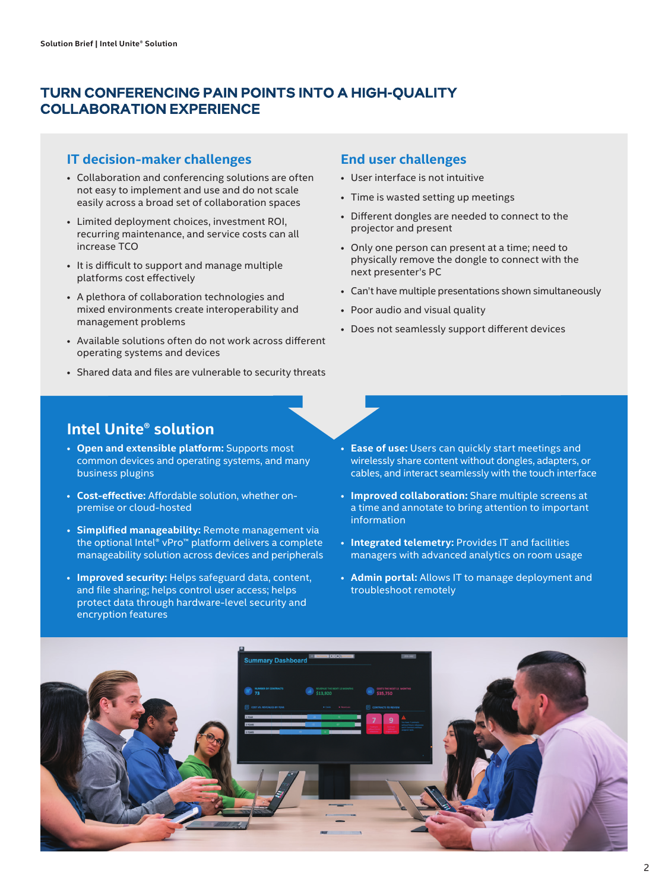# TURN CONFERENCING PAIN POINTS INTO A HIGH-QUALITY COLLABORATION EXPERIENCE

## IT decision-maker challenges

- Collaboration and conferencing solutions are often not easy to implement and use and do not scale easily across a broad set of collaboration spaces
- Limited deployment choices, investment ROI, recurring maintenance, and service costs can all increase TCO
- It is difficult to support and manage multiple platforms cost effectively
- A plethora of collaboration technologies and mixed environments create interoperability and management problems
- Available solutions often do not work across different operating systems and devices
- Shared data and files are vulnerable to security threats

## End user challenges

- User interface is not intuitive
- Time is wasted setting up meetings
- Different dongles are needed to connect to the projector and present
- Only one person can present at a time; need to physically remove the dongle to connect with the next presenter's PC
- Can't have multiple presentations shown simultaneously
- Poor audio and visual quality
- Does not seamlessly support different devices

## Intel Unite® solution

- **Open and extensible platform:** Supports most common devices and operating systems, and many business plugins
- **Cost-effective:** Affordable solution, whether on-premise or cloud-hosted
- **Simplified manageability:** Remote management via the optional Intel® vPro™ platform delivers a complete manageability solution across devices and peripherals
- **Improved security:** Helps safeguard data, content, and file sharing; helps control user access; helps protect data through hardware-level security and encryption features
- **Ease of use:** Users can quickly start meetings and wirelessly share content without dongles, adapters, or cables, and interact seamlessly with the touch interface
- **Improved collaboration:** Share multiple screens at a time and annotate to bring attention to important information
- **Integrated telemetry:** Provides IT and facilities managers with advanced analytics on room usage
- **Admin portal:** Allows IT to manage deployment and troubleshoot remotely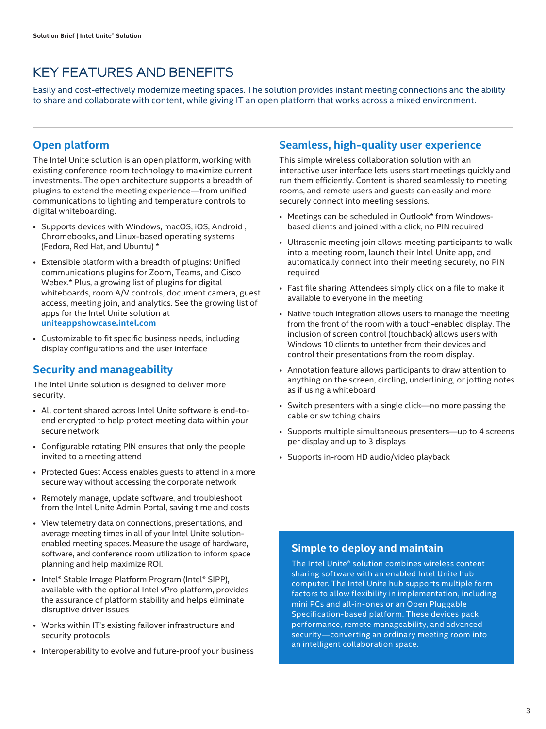# KEY FEATURES AND BENEFITS

Easily and cost-effectively modernize meeting spaces. The solution provides instant meeting connections and the ability to share and collaborate with content, while giving IT an open platform that works across a mixed environment.

## Open platform

The Intel Unite solution is an open platform, working with existing conference room technology to maximize current investments. The open architecture supports a breadth of plugins to extend the meeting experience—from unified communications to lighting and temperature controls to digital whiteboarding.

- Supports devices with Windows, macOS, iOS, Android , Chromebooks, and Linux-based operating systems (Fedora, Red Hat, and Ubuntu) *
- Extensible platform with a breadth of plugins: Unified communications plugins for Zoom, Teams, and Cisco Webex.* Plus, a growing list of plugins for digital whiteboards, room A/V controls, document camera, guest access, meeting join, and analytics. See the growing list of apps for the Intel Unite solution at **uniteappshowcase.intel.com**
- Customizable to fit specific business needs, including display configurations and the user interface

## Security and manageability

The Intel Unite solution is designed to deliver more security.

- All content shared across Intel Unite software is end-to-end encrypted to help protect meeting data within your secure network
- Configurable rotating PIN ensures that only the people invited to a meeting attend
- Protected Guest Access enables guests to attend in a more secure way without accessing the corporate network
- Remotely manage, update software, and troubleshoot from the Intel Unite Admin Portal, saving time and costs
- View telemetry data on connections, presentations, and average meeting times in all of your Intel Unite solution-enabled meeting spaces. Measure the usage of hardware, software, and conference room utilization to inform space planning and help maximize ROI.
- Intel® Stable Image Platform Program (Intel® SIPP), available with the optional Intel vPro platform, provides the assurance of platform stability and helps eliminate disruptive driver issues
- Works within IT's existing failover infrastructure and security protocols
- Interoperability to evolve and future-proof your business

## Seamless, high-quality user experience

This simple wireless collaboration solution with an interactive user interface lets users start meetings quickly and run them efficiently. Content is shared seamlessly to meeting rooms, and remote users and guests can easily and more securely connect into meeting sessions.

- Meetings can be scheduled in Outlook* from Windows-based clients and joined with a click, no PIN required
- Ultrasonic meeting join allows meeting participants to walk into a meeting room, launch their Intel Unite app, and automatically connect into their meeting securely, no PIN required
- Fast file sharing: Attendees simply click on a file to make it available to everyone in the meeting
- Native touch integration allows users to manage the meeting from the front of the room with a touch-enabled display. The inclusion of screen control (touchback) allows users with Windows 10 clients to untether from their devices and control their presentations from the room display.
- Annotation feature allows participants to draw attention to anything on the screen, circling, underlining, or jotting notes as if using a whiteboard
- Switch presenters with a single click—no more passing the cable or switching chairs
- Supports multiple simultaneous presenters—up to 4 screens per display and up to 3 displays
- Supports in-room HD audio/video playback

## Simple to deploy and maintain

The Intel Unite® solution combines wireless content sharing software with an enabled Intel Unite hub computer. The Intel Unite hub supports multiple form factors to allow flexibility in implementation, including mini PCs and all-in-ones or an Open Pluggable Specification-based platform. These devices pack performance, remote manageability, and advanced security—converting an ordinary meeting room into an intelligent collaboration space.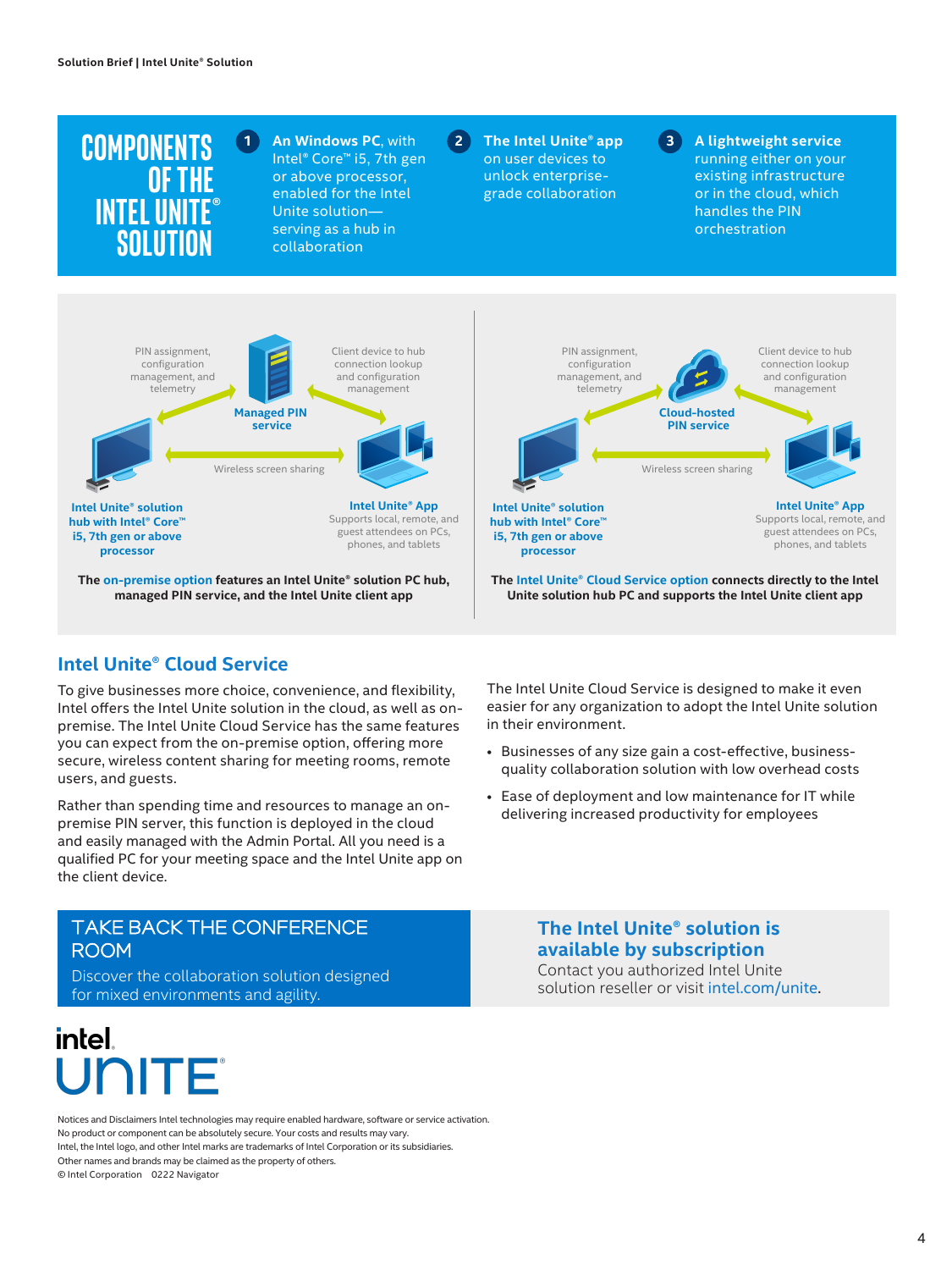## COMPONENTS OF INTEL UNITE® SOLUTION

1. **An Windows PC**, with Intel® Core™ i5, 7th gen or above processor, enabled for the Intel Unite solution—serving as a hub in collaboration
2. **The Intel Unite® app** on user devices to unlock enterprise-grade collaboration
3. **A lightweight service** running either on your existing infrastructure or in the cloud, which handles the PIN orchestration

PIN assignment, configuration management, and telemetry

Managed PIN service

Client device to hub connection lookup and configuration management

Wireless screen sharing

Intel Unite® solution hub with Intel® Core™ i5, 7th gen or above processor

Intel Unite® App
Supports local, remote, and guest attendees on PCs, phones, and tablets

**The on-premise option features an Intel Unite® solution PC hub, managed PIN service, and the Intel Unite client app**

PIN assignment, configuration management, and telemetry

Cloud-hosted PIN service

Client device to hub connection lookup and configuration management

Wireless screen sharing

Intel Unite® solution hub with Intel® Core™ i5, 7th gen or above processor

Intel Unite® App
Supports local, remote, and guest attendees on PCs, phones, and tablets

**The Intel Unite® Cloud Service option connects directly to the Intel Unite solution hub PC and supports the Intel Unite client app**

## Intel Unite® Cloud Service

To give businesses more choice, convenience, and flexibility, Intel offers the Intel Unite solution in the cloud, as well as on-premise. The Intel Unite Cloud Service has the same features you can expect from the on-premise option, offering more secure, wireless content sharing for meeting rooms, remote users, and guests.

Rather than spending time and resources to manage an on-premise PIN server, this function is deployed in the cloud and easily managed with the Admin Portal. All you need is a qualified PC for your meeting space and the Intel Unite app on the client device.

The Intel Unite Cloud Service is designed to make it even easier for any organization to adopt the Intel Unite solution in their environment.

- Businesses of any size gain a cost-effective, business-quality collaboration solution with low overhead costs
- Ease of deployment and low maintenance for IT while delivering increased productivity for employees

### TAKE BACK THE CONFERENCE ROOM

Discover the collaboration solution designed for mixed environments and agility.

### The Intel Unite® solution is available by subscription

Contact you authorized Intel Unite solution reseller or visit intel.com/unite.

intel. UNITE®

Notices and Disclaimers Intel technologies may require enabled hardware, software or service activation.
No product or component can be absolutely secure. Your costs and results may vary.
Intel, the Intel logo, and other Intel marks are trademarks of Intel Corporation or its subsidiaries.
Other names and brands may be claimed as the property of others.
© Intel Corporation 0222 Navigator